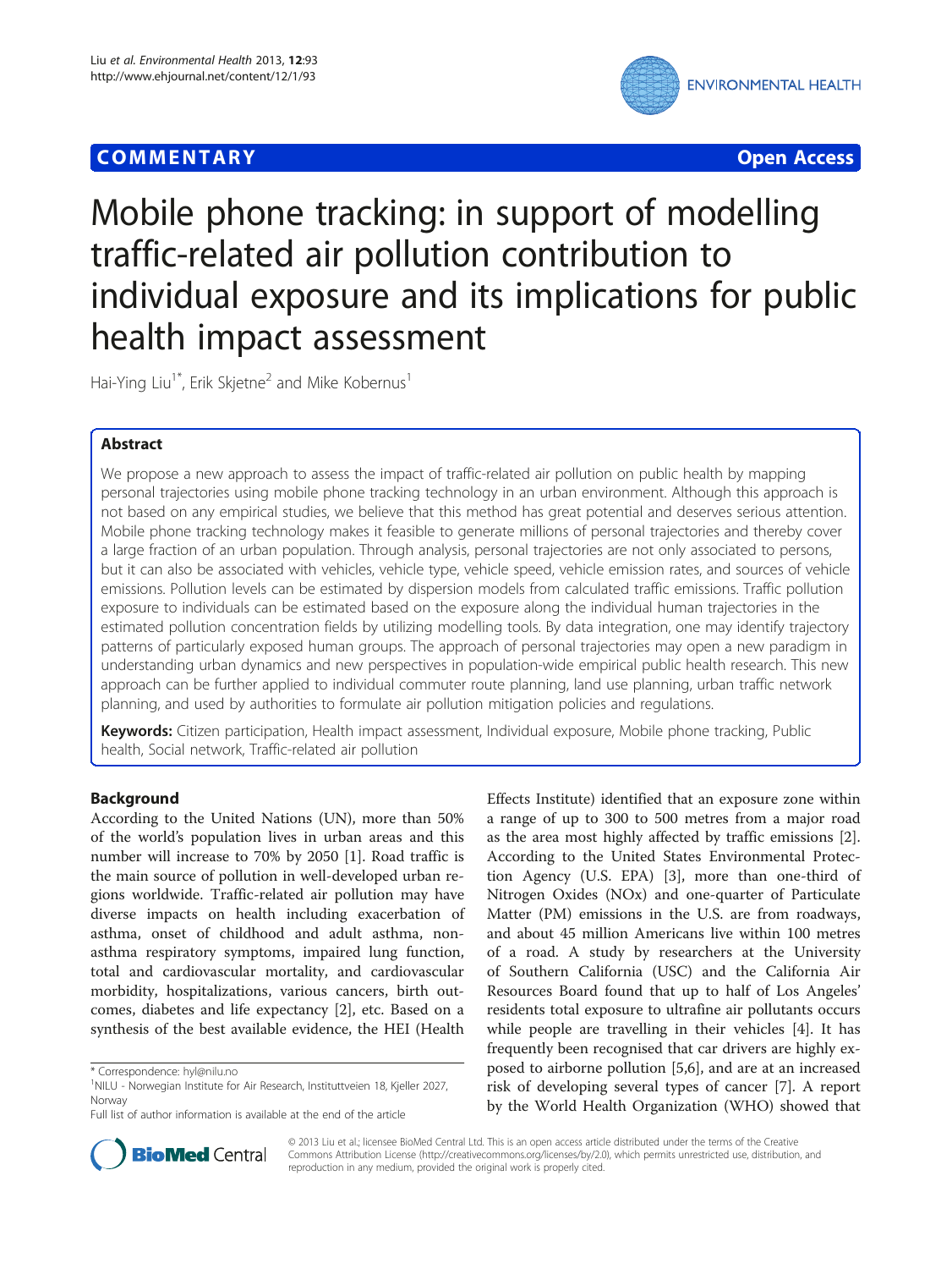**COMMENTARY** **Open Access**

# Mobile phone tracking: in support of modelling traffic-related air pollution contribution to individual exposure and its implications for public health impact assessment

Hai-Ying Liu[1*], Erik Skjetne[2] and Mike Kobernus[1]

## Abstract

We propose a new approach to assess the impact of traffic-related air pollution on public health by mapping personal trajectories using mobile phone tracking technology in an urban environment. Although this approach is not based on any empirical studies, we believe that this method has great potential and deserves serious attention. Mobile phone tracking technology makes it feasible to generate millions of personal trajectories and thereby cover a large fraction of an urban population. Through analysis, personal trajectories are not only associated to persons, but it can also be associated with vehicles, vehicle type, vehicle speed, vehicle emission rates, and sources of vehicle emissions. Pollution levels can be estimated by dispersion models from calculated traffic emissions. Traffic pollution exposure to individuals can be estimated based on the exposure along the individual human trajectories in the estimated pollution concentration fields by utilizing modelling tools. By data integration, one may identify trajectory patterns of particularly exposed human groups. The approach of personal trajectories may open a new paradigm in understanding urban dynamics and new perspectives in population-wide empirical public health research. This new approach can be further applied to individual commuter route planning, land use planning, urban traffic network planning, and used by authorities to formulate air pollution mitigation policies and regulations.

**Keywords:** Citizen participation, Health impact assessment, Individual exposure, Mobile phone tracking, Public health, Social network, Traffic-related air pollution

## Background

According to the United Nations (UN), more than 50% of the world's population lives in urban areas and this number will increase to 70% by 2050 [1]. Road traffic is the main source of pollution in well-developed urban regions worldwide. Traffic-related air pollution may have diverse impacts on health including exacerbation of asthma, onset of childhood and adult asthma, non-asthma respiratory symptoms, impaired lung function, total and cardiovascular mortality, and cardiovascular morbidity, hospitalizations, various cancers, birth outcomes, diabetes and life expectancy [2], etc. Based on a synthesis of the best available evidence, the HEI (Health Effects Institute) identified that an exposure zone within a range of up to 300 to 500 metres from a major road as the area most highly affected by traffic emissions [2]. According to the United States Environmental Protection Agency (U.S. EPA) [3], more than one-third of Nitrogen Oxides (NOx) and one-quarter of Particulate Matter (PM) emissions in the U.S. are from roadways, and about 45 million Americans live within 100 metres of a road. A study by researchers at the University of Southern California (USC) and the California Air Resources Board found that up to half of Los Angeles' residents total exposure to ultrafine air pollutants occurs while people are travelling in their vehicles [4]. It has frequently been recognised that car drivers are highly exposed to airborne pollution [5,6], and are at an increased risk of developing several types of cancer [7]. A report by the World Health Organization (WHO) showed that

\* Correspondence: hyl@nilu.no
[1]NILU - Norwegian Institute for Air Research, Instituttveien 18, Kjeller 2027, Norway
Full list of author information is available at the end of the article

© 2013 Liu et al.; licensee BioMed Central Ltd. This is an open access article distributed under the terms of the Creative Commons Attribution License (http://creativecommons.org/licenses/by/2.0), which permits unrestricted use, distribution, and reproduction in any medium, provided the original work is properly cited.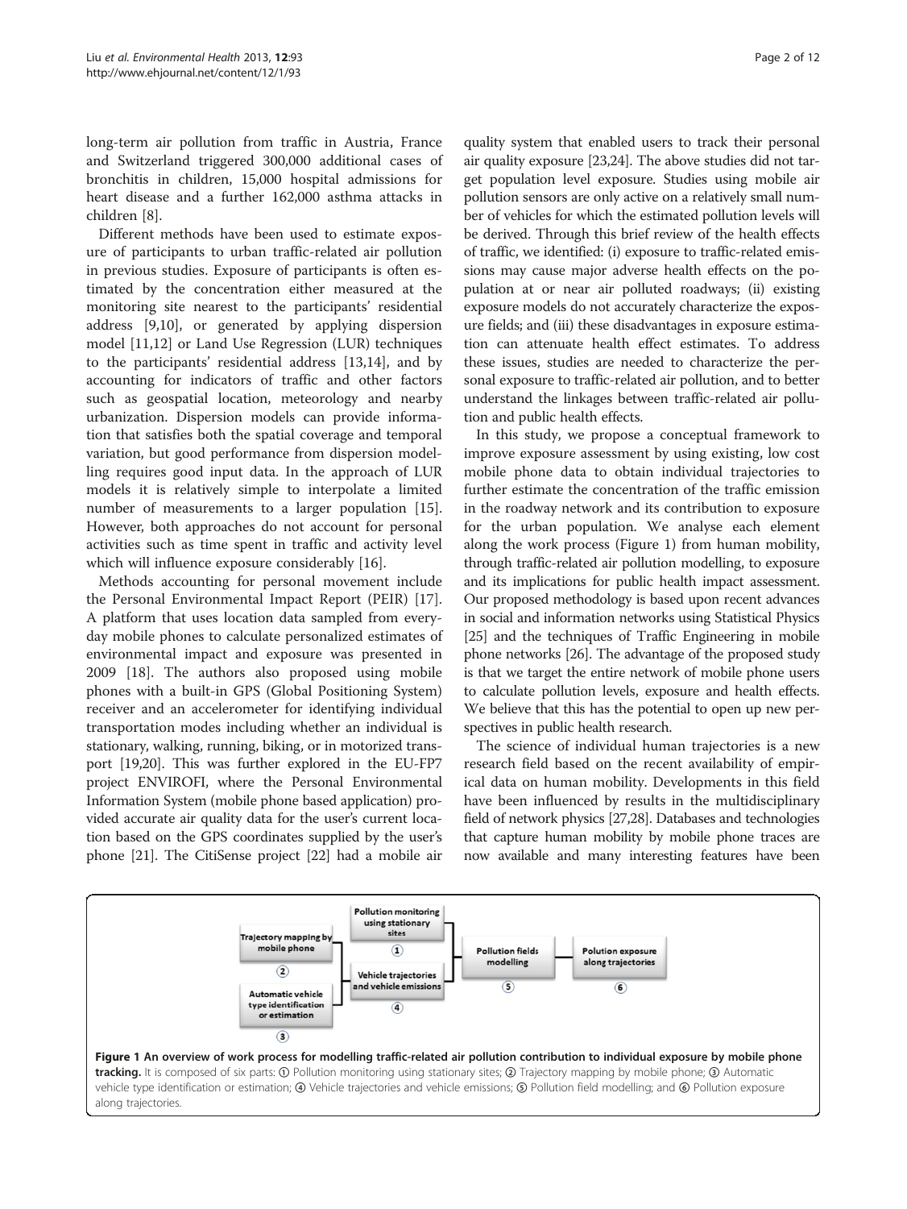long-term air pollution from traffic in Austria, France and Switzerland triggered 300,000 additional cases of bronchitis in children, 15,000 hospital admissions for heart disease and a further 162,000 asthma attacks in children [8].

Different methods have been used to estimate exposure of participants to urban traffic-related air pollution in previous studies. Exposure of participants is often estimated by the concentration either measured at the monitoring site nearest to the participants' residential address [9,10], or generated by applying dispersion model [11,12] or Land Use Regression (LUR) techniques to the participants' residential address [13,14], and by accounting for indicators of traffic and other factors such as geospatial location, meteorology and nearby urbanization. Dispersion models can provide information that satisfies both the spatial coverage and temporal variation, but good performance from dispersion modelling requires good input data. In the approach of LUR models it is relatively simple to interpolate a limited number of measurements to a larger population [15]. However, both approaches do not account for personal activities such as time spent in traffic and activity level which will influence exposure considerably [16].

Methods accounting for personal movement include the Personal Environmental Impact Report (PEIR) [17]. A platform that uses location data sampled from everyday mobile phones to calculate personalized estimates of environmental impact and exposure was presented in 2009 [18]. The authors also proposed using mobile phones with a built-in GPS (Global Positioning System) receiver and an accelerometer for identifying individual transportation modes including whether an individual is stationary, walking, running, biking, or in motorized transport [19,20]. This was further explored in the EU-FP7 project ENVIROFI, where the Personal Environmental Information System (mobile phone based application) provided accurate air quality data for the user's current location based on the GPS coordinates supplied by the user's phone [21]. The CitiSense project [22] had a mobile air quality system that enabled users to track their personal air quality exposure [23,24]. The above studies did not target population level exposure. Studies using mobile air pollution sensors are only active on a relatively small number of vehicles for which the estimated pollution levels will be derived. Through this brief review of the health effects of traffic, we identified: (i) exposure to traffic-related emissions may cause major adverse health effects on the population at or near air polluted roadways; (ii) existing exposure models do not accurately characterize the exposure fields; and (iii) these disadvantages in exposure estimation can attenuate health effect estimates. To address these issues, studies are needed to characterize the personal exposure to traffic-related air pollution, and to better understand the linkages between traffic-related air pollution and public health effects.

In this study, we propose a conceptual framework to improve exposure assessment by using existing, low cost mobile phone data to obtain individual trajectories to further estimate the concentration of the traffic emission in the roadway network and its contribution to exposure for the urban population. We analyse each element along the work process (Figure 1) from human mobility, through traffic-related air pollution modelling, to exposure and its implications for public health impact assessment. Our proposed methodology is based upon recent advances in social and information networks using Statistical Physics [25] and the techniques of Traffic Engineering in mobile phone networks [26]. The advantage of the proposed study is that we target the entire network of mobile phone users to calculate pollution levels, exposure and health effects. We believe that this has the potential to open up new perspectives in public health research.

The science of individual human trajectories is a new research field based on the recent availability of empirical data on human mobility. Developments in this field have been influenced by results in the multidisciplinary field of network physics [27,28]. Databases and technologies that capture human mobility by mobile phone traces are now available and many interesting features have been

**Figure 1 An overview of work process for modelling traffic-related air pollution contribution to individual exposure by mobile phone tracking.** It is composed of six parts: ① Pollution monitoring using stationary sites; ② Trajectory mapping by mobile phone; ③ Automatic vehicle type identification or estimation; ④ Vehicle trajectories and vehicle emissions; ⑤ Pollution field modelling; and ⑥ Pollution exposure along trajectories.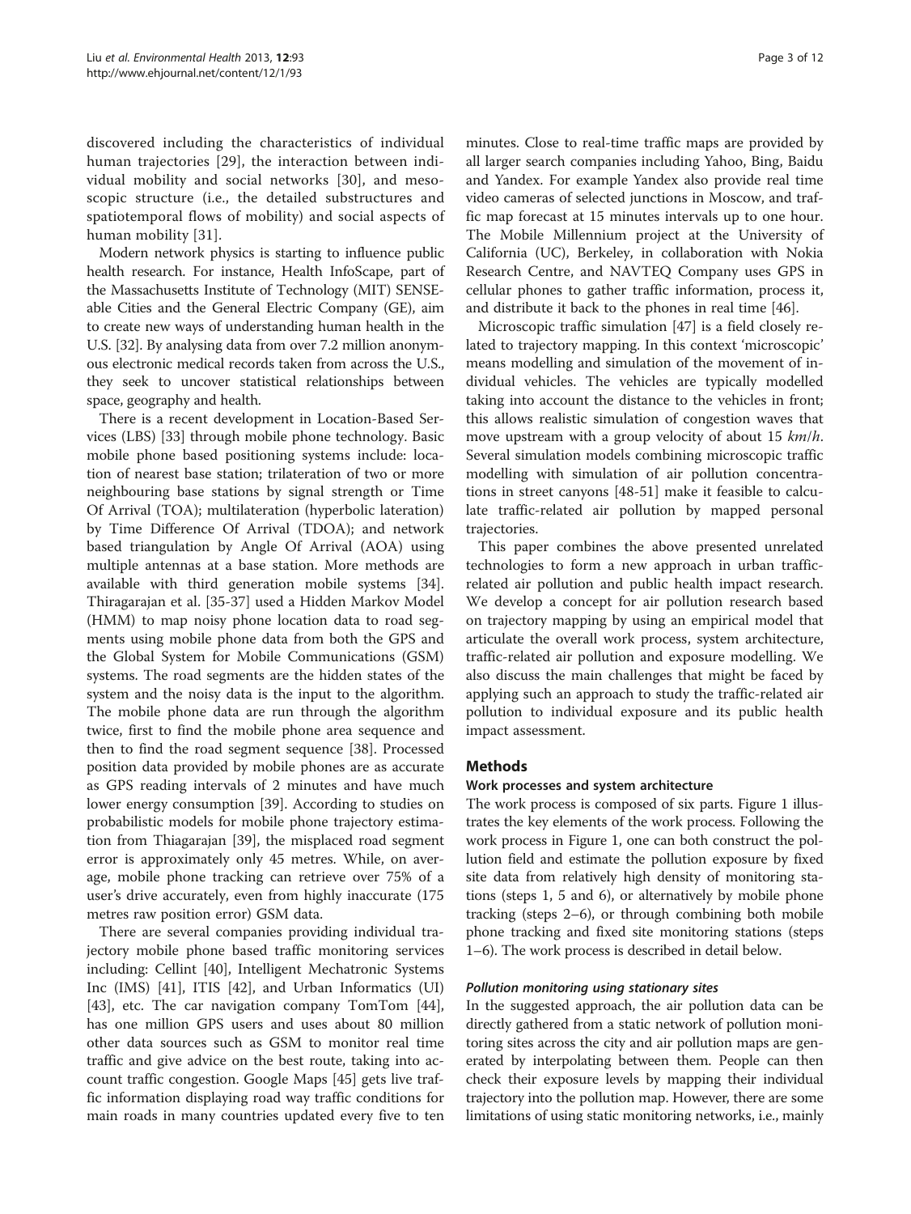discovered including the characteristics of individual human trajectories [29], the interaction between individual mobility and social networks [30], and mesoscopic structure (i.e., the detailed substructures and spatiotemporal flows of mobility) and social aspects of human mobility [31].

Modern network physics is starting to influence public health research. For instance, Health InfoScape, part of the Massachusetts Institute of Technology (MIT) SENSEable Cities and the General Electric Company (GE), aim to create new ways of understanding human health in the U.S. [32]. By analysing data from over 7.2 million anonymous electronic medical records taken from across the U.S., they seek to uncover statistical relationships between space, geography and health.

There is a recent development in Location-Based Services (LBS) [33] through mobile phone technology. Basic mobile phone based positioning systems include: location of nearest base station; trilateration of two or more neighbouring base stations by signal strength or Time Of Arrival (TOA); multilateration (hyperbolic lateration) by Time Difference Of Arrival (TDOA); and network based triangulation by Angle Of Arrival (AOA) using multiple antennas at a base station. More methods are available with third generation mobile systems [34]. Thiragarajan et al. [35-37] used a Hidden Markov Model (HMM) to map noisy phone location data to road segments using mobile phone data from both the GPS and the Global System for Mobile Communications (GSM) systems. The road segments are the hidden states of the system and the noisy data is the input to the algorithm. The mobile phone data are run through the algorithm twice, first to find the mobile phone area sequence and then to find the road segment sequence [38]. Processed position data provided by mobile phones are as accurate as GPS reading intervals of 2 minutes and have much lower energy consumption [39]. According to studies on probabilistic models for mobile phone trajectory estimation from Thiagarajan [39], the misplaced road segment error is approximately only 45 metres. While, on average, mobile phone tracking can retrieve over 75% of a user's drive accurately, even from highly inaccurate (175 metres raw position error) GSM data.

There are several companies providing individual trajectory mobile phone based traffic monitoring services including: Cellint [40], Intelligent Mechatronic Systems Inc (IMS) [41], ITIS [42], and Urban Informatics (UI) [43], etc. The car navigation company TomTom [44], has one million GPS users and uses about 80 million other data sources such as GSM to monitor real time traffic and give advice on the best route, taking into account traffic congestion. Google Maps [45] gets live traffic information displaying road way traffic conditions for main roads in many countries updated every five to ten minutes. Close to real-time traffic maps are provided by all larger search companies including Yahoo, Bing, Baidu and Yandex. For example Yandex also provide real time video cameras of selected junctions in Moscow, and traffic map forecast at 15 minutes intervals up to one hour. The Mobile Millennium project at the University of California (UC), Berkeley, in collaboration with Nokia Research Centre, and NAVTEQ Company uses GPS in cellular phones to gather traffic information, process it, and distribute it back to the phones in real time [46].

Microscopic traffic simulation [47] is a field closely related to trajectory mapping. In this context 'microscopic' means modelling and simulation of the movement of individual vehicles. The vehicles are typically modelled taking into account the distance to the vehicles in front; this allows realistic simulation of congestion waves that move upstream with a group velocity of about 15 *km*/*h*. Several simulation models combining microscopic traffic modelling with simulation of air pollution concentrations in street canyons [48-51] make it feasible to calculate traffic-related air pollution by mapped personal trajectories.

This paper combines the above presented unrelated technologies to form a new approach in urban traffic-related air pollution and public health impact research. We develop a concept for air pollution research based on trajectory mapping by using an empirical model that articulate the overall work process, system architecture, traffic-related air pollution and exposure modelling. We also discuss the main challenges that might be faced by applying such an approach to study the traffic-related air pollution to individual exposure and its public health impact assessment.

## Methods

### Work processes and system architecture

The work process is composed of six parts. Figure 1 illustrates the key elements of the work process. Following the work process in Figure 1, one can both construct the pollution field and estimate the pollution exposure by fixed site data from relatively high density of monitoring stations (steps 1, 5 and 6), or alternatively by mobile phone tracking (steps 2–6), or through combining both mobile phone tracking and fixed site monitoring stations (steps 1–6). The work process is described in detail below.

#### *Pollution monitoring using stationary sites*

In the suggested approach, the air pollution data can be directly gathered from a static network of pollution monitoring sites across the city and air pollution maps are generated by interpolating between them. People can then check their exposure levels by mapping their individual trajectory into the pollution map. However, there are some limitations of using static monitoring networks, i.e., mainly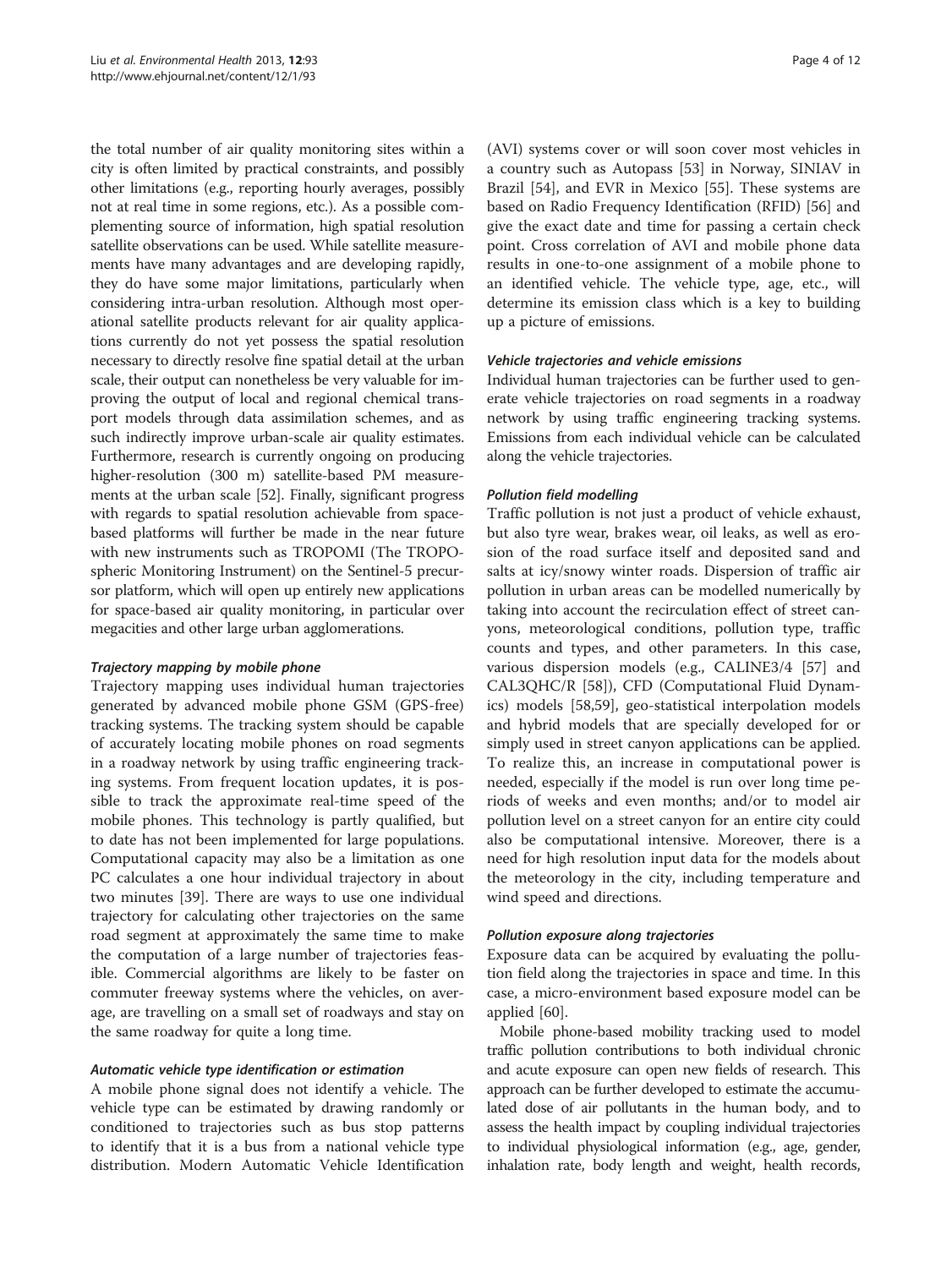the total number of air quality monitoring sites within a city is often limited by practical constraints, and possibly other limitations (e.g., reporting hourly averages, possibly not at real time in some regions, etc.). As a possible complementing source of information, high spatial resolution satellite observations can be used. While satellite measurements have many advantages and are developing rapidly, they do have some major limitations, particularly when considering intra-urban resolution. Although most operational satellite products relevant for air quality applications currently do not yet possess the spatial resolution necessary to directly resolve fine spatial detail at the urban scale, their output can nonetheless be very valuable for improving the output of local and regional chemical transport models through data assimilation schemes, and as such indirectly improve urban-scale air quality estimates. Furthermore, research is currently ongoing on producing higher-resolution (300 m) satellite-based PM measurements at the urban scale [52]. Finally, significant progress with regards to spatial resolution achievable from space-based platforms will further be made in the near future with new instruments such as TROPOMI (The TROPOspheric Monitoring Instrument) on the Sentinel-5 precursor platform, which will open up entirely new applications for space-based air quality monitoring, in particular over megacities and other large urban agglomerations.

#### *Trajectory mapping by mobile phone*

Trajectory mapping uses individual human trajectories generated by advanced mobile phone GSM (GPS-free) tracking systems. The tracking system should be capable of accurately locating mobile phones on road segments in a roadway network by using traffic engineering tracking systems. From frequent location updates, it is possible to track the approximate real-time speed of the mobile phones. This technology is partly qualified, but to date has not been implemented for large populations. Computational capacity may also be a limitation as one PC calculates a one hour individual trajectory in about two minutes [39]. There are ways to use one individual trajectory for calculating other trajectories on the same road segment at approximately the same time to make the computation of a large number of trajectories feasible. Commercial algorithms are likely to be faster on commuter freeway systems where the vehicles, on average, are travelling on a small set of roadways and stay on the same roadway for quite a long time.

#### *Automatic vehicle type identification or estimation*

A mobile phone signal does not identify a vehicle. The vehicle type can be estimated by drawing randomly or conditioned to trajectories such as bus stop patterns to identify that it is a bus from a national vehicle type distribution. Modern Automatic Vehicle Identification (AVI) systems cover or will soon cover most vehicles in a country such as Autopass [53] in Norway, SINIAV in Brazil [54], and EVR in Mexico [55]. These systems are based on Radio Frequency Identification (RFID) [56] and give the exact date and time for passing a certain check point. Cross correlation of AVI and mobile phone data results in one-to-one assignment of a mobile phone to an identified vehicle. The vehicle type, age, etc., will determine its emission class which is a key to building up a picture of emissions.

#### *Vehicle trajectories and vehicle emissions*

Individual human trajectories can be further used to generate vehicle trajectories on road segments in a roadway network by using traffic engineering tracking systems. Emissions from each individual vehicle can be calculated along the vehicle trajectories.

#### *Pollution field modelling*

Traffic pollution is not just a product of vehicle exhaust, but also tyre wear, brakes wear, oil leaks, as well as erosion of the road surface itself and deposited sand and salts at icy/snowy winter roads. Dispersion of traffic air pollution in urban areas can be modelled numerically by taking into account the recirculation effect of street canyons, meteorological conditions, pollution type, traffic counts and types, and other parameters. In this case, various dispersion models (e.g., CALINE3/4 [57] and CAL3QHC/R [58]), CFD (Computational Fluid Dynamics) models [58,59], geo-statistical interpolation models and hybrid models that are specially developed for or simply used in street canyon applications can be applied. To realize this, an increase in computational power is needed, especially if the model is run over long time periods of weeks and even months; and/or to model air pollution level on a street canyon for an entire city could also be computational intensive. Moreover, there is a need for high resolution input data for the models about the meteorology in the city, including temperature and wind speed and directions.

#### *Pollution exposure along trajectories*

Exposure data can be acquired by evaluating the pollution field along the trajectories in space and time. In this case, a micro-environment based exposure model can be applied [60].

Mobile phone-based mobility tracking used to model traffic pollution contributions to both individual chronic and acute exposure can open new fields of research. This approach can be further developed to estimate the accumulated dose of air pollutants in the human body, and to assess the health impact by coupling individual trajectories to individual physiological information (e.g., age, gender, inhalation rate, body length and weight, health records,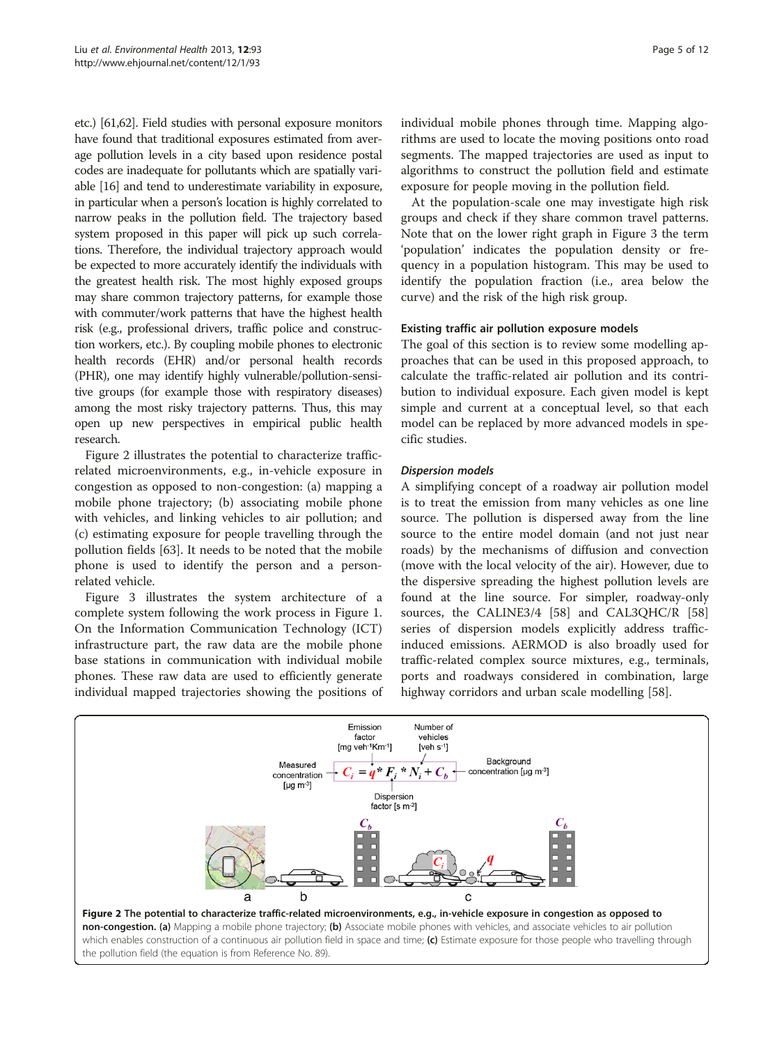etc.) [61,62]. Field studies with personal exposure monitors have found that traditional exposures estimated from average pollution levels in a city based upon residence postal codes are inadequate for pollutants which are spatially variable [16] and tend to underestimate variability in exposure, in particular when a person's location is highly correlated to narrow peaks in the pollution field. The trajectory based system proposed in this paper will pick up such correlations. Therefore, the individual trajectory approach would be expected to more accurately identify the individuals with the greatest health risk. The most highly exposed groups may share common trajectory patterns, for example those with commuter/work patterns that have the highest health risk (e.g., professional drivers, traffic police and construction workers, etc.). By coupling mobile phones to electronic health records (EHR) and/or personal health records (PHR), one may identify highly vulnerable/pollution-sensitive groups (for example those with respiratory diseases) among the most risky trajectory patterns. Thus, this may open up new perspectives in empirical public health research.

Figure 2 illustrates the potential to characterize traffic-related microenvironments, e.g., in-vehicle exposure in congestion as opposed to non-congestion: (a) mapping a mobile phone trajectory; (b) associating mobile phone with vehicles, and linking vehicles to air pollution; and (c) estimating exposure for people travelling through the pollution fields [63]. It needs to be noted that the mobile phone is used to identify the person and a person-related vehicle.

Figure 3 illustrates the system architecture of a complete system following the work process in Figure 1. On the Information Communication Technology (ICT) infrastructure part, the raw data are the mobile phone base stations in communication with individual mobile phones. These raw data are used to efficiently generate individual mapped trajectories showing the positions of individual mobile phones through time. Mapping algorithms are used to locate the moving positions onto road segments. The mapped trajectories are used as input to algorithms to construct the pollution field and estimate exposure for people moving in the pollution field.

At the population-scale one may investigate high risk groups and check if they share common travel patterns. Note that on the lower right graph in Figure 3 the term 'population' indicates the population density or frequency in a population histogram. This may be used to identify the population fraction (i.e., area below the curve) and the risk of the high risk group.

### Existing traffic air pollution exposure models

The goal of this section is to review some modelling approaches that can be used in this proposed approach, to calculate the traffic-related air pollution and its contribution to individual exposure. Each given model is kept simple and current at a conceptual level, so that each model can be replaced by more advanced models in specific studies.

#### *Dispersion models*

A simplifying concept of a roadway air pollution model is to treat the emission from many vehicles as one line source. The pollution is dispersed away from the line source to the entire model domain (and not just near roads) by the mechanisms of diffusion and convection (move with the local velocity of the air). However, due to the dispersive spreading the highest pollution levels are found at the line source. For simpler, roadway-only sources, the CALINE3/4 [58] and CAL3QHC/R [58] series of dispersion models explicitly address traffic-induced emissions. AERMOD is also broadly used for traffic-related complex source mixtures, e.g., terminals, ports and roadways considered in combination, large highway corridors and urban scale modelling [58].

Emission factor [mg veh⁻¹Km⁻¹]
Number of vehicles [veh s⁻¹]
Measured concentration [μg m⁻³]
$C_i = q * F_i * N_i + C_b$
Background concentration [μg m⁻³]
Dispersion factor [s m⁻²]
$C_b$
$C_i$
$q$
$C_b$
a
b
c

**Figure 2 The potential to characterize traffic-related microenvironments, e.g., in-vehicle exposure in congestion as opposed to non-congestion.** **(a)** Mapping a mobile phone trajectory; **(b)** Associate mobile phones with vehicles, and associate vehicles to air pollution which enables construction of a continuous air pollution field in space and time; **(c)** Estimate exposure for those people who travelling through the pollution field (the equation is from Reference No. 89).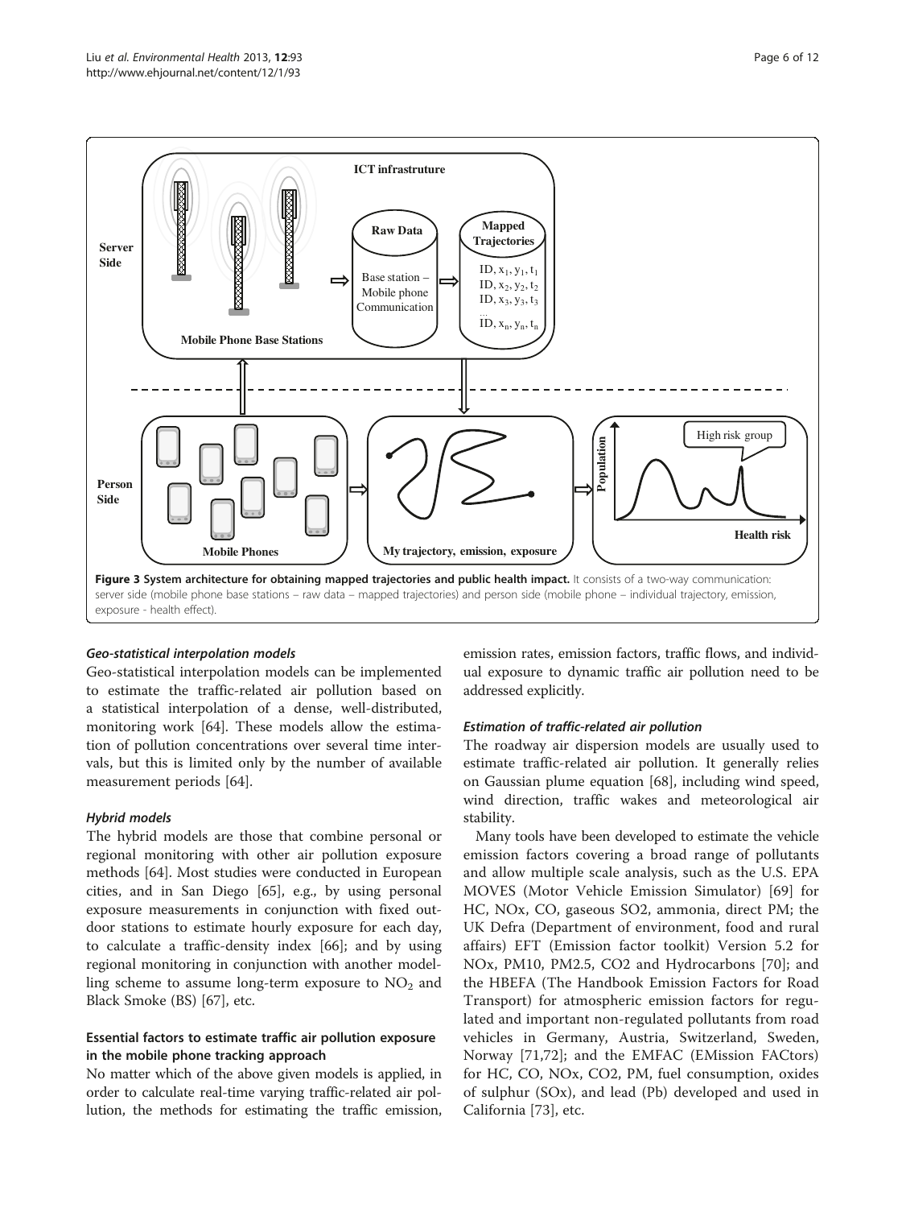**Figure 3 System architecture for obtaining mapped trajectories and public health impact.** It consists of a two-way communication: server side (mobile phone base stations – raw data – mapped trajectories) and person side (mobile phone – individual trajectory, emission, exposure - health effect).

#### *Geo-statistical interpolation models*

Geo-statistical interpolation models can be implemented to estimate the traffic-related air pollution based on a statistical interpolation of a dense, well-distributed, monitoring work [64]. These models allow the estimation of pollution concentrations over several time intervals, but this is limited only by the number of available measurement periods [64].

#### *Hybrid models*

The hybrid models are those that combine personal or regional monitoring with other air pollution exposure methods [64]. Most studies were conducted in European cities, and in San Diego [65], e.g., by using personal exposure measurements in conjunction with fixed outdoor stations to estimate hourly exposure for each day, to calculate a traffic-density index [66]; and by using regional monitoring in conjunction with another modelling scheme to assume long-term exposure to $NO_2$ and Black Smoke (BS) [67], etc.

### Essential factors to estimate traffic air pollution exposure in the mobile phone tracking approach

No matter which of the above given models is applied, in order to calculate real-time varying traffic-related air pollution, the methods for estimating the traffic emission, emission rates, emission factors, traffic flows, and individual exposure to dynamic traffic air pollution need to be addressed explicitly.

#### *Estimation of traffic-related air pollution*

The roadway air dispersion models are usually used to estimate traffic-related air pollution. It generally relies on Gaussian plume equation [68], including wind speed, wind direction, traffic wakes and meteorological air stability.

Many tools have been developed to estimate the vehicle emission factors covering a broad range of pollutants and allow multiple scale analysis, such as the U.S. EPA MOVES (Motor Vehicle Emission Simulator) [69] for HC, NOx, CO, gaseous SO2, ammonia, direct PM; the UK Defra (Department of environment, food and rural affairs) EFT (Emission factor toolkit) Version 5.2 for NOx, PM10, PM2.5, CO2 and Hydrocarbons [70]; and the HBEFA (The Handbook Emission Factors for Road Transport) for atmospheric emission factors for regulated and important non-regulated pollutants from road vehicles in Germany, Austria, Switzerland, Sweden, Norway [71,72]; and the EMFAC (EMission FACtors) for HC, CO, NOx, CO2, PM, fuel consumption, oxides of sulphur (SOx), and lead (Pb) developed and used in California [73], etc.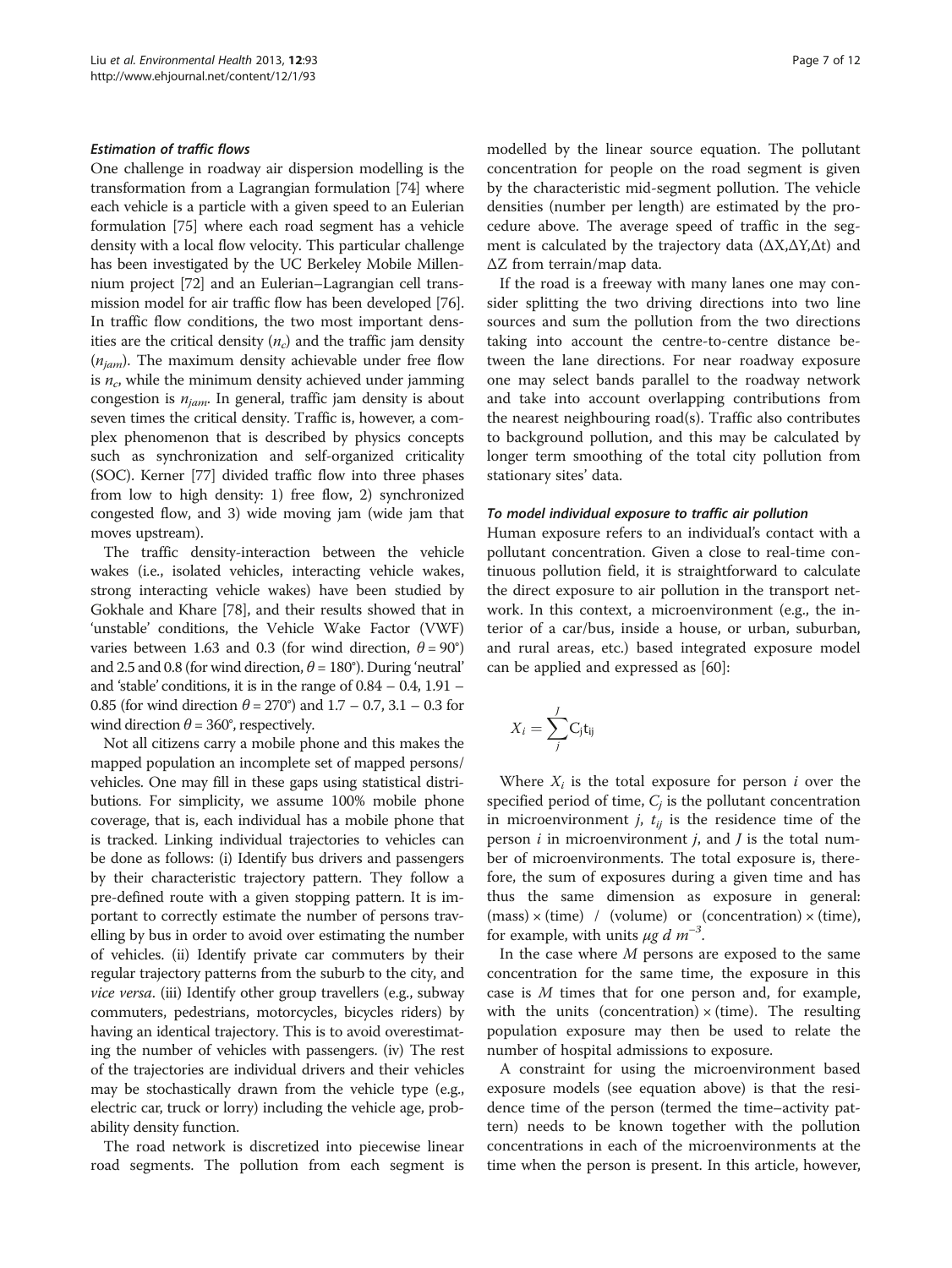#### *Estimation of traffic flows*

One challenge in roadway air dispersion modelling is the transformation from a Lagrangian formulation [74] where each vehicle is a particle with a given speed to an Eulerian formulation [75] where each road segment has a vehicle density with a local flow velocity. This particular challenge has been investigated by the UC Berkeley Mobile Millennium project [72] and an Eulerian–Lagrangian cell transmission model for air traffic flow has been developed [76]. In traffic flow conditions, the two most important densities are the critical density ($n_c$) and the traffic jam density ($n_{jam}$). The maximum density achievable under free flow is $n_c$, while the minimum density achieved under jamming congestion is $n_{jam}$. In general, traffic jam density is about seven times the critical density. Traffic is, however, a complex phenomenon that is described by physics concepts such as synchronization and self-organized criticality (SOC). Kerner [77] divided traffic flow into three phases from low to high density: 1) free flow, 2) synchronized congested flow, and 3) wide moving jam (wide jam that moves upstream).

The traffic density-interaction between the vehicle wakes (i.e., isolated vehicles, interacting vehicle wakes, strong interacting vehicle wakes) have been studied by Gokhale and Khare [78], and their results showed that in 'unstable' conditions, the Vehicle Wake Factor (VWF) varies between 1.63 and 0.3 (for wind direction, $\theta = 90°$) and 2.5 and 0.8 (for wind direction, $\theta = 180°$). During 'neutral' and 'stable' conditions, it is in the range of 0.84 – 0.4, 1.91 – 0.85 (for wind direction $\theta = 270°$) and 1.7 – 0.7, 3.1 – 0.3 for wind direction $\theta = 360°$, respectively.

Not all citizens carry a mobile phone and this makes the mapped population an incomplete set of mapped persons/vehicles. One may fill in these gaps using statistical distributions. For simplicity, we assume 100% mobile phone coverage, that is, each individual has a mobile phone that is tracked. Linking individual trajectories to vehicles can be done as follows: (i) Identify bus drivers and passengers by their characteristic trajectory pattern. They follow a pre-defined route with a given stopping pattern. It is important to correctly estimate the number of persons travelling by bus in order to avoid over estimating the number of vehicles. (ii) Identify private car commuters by their regular trajectory patterns from the suburb to the city, and *vice versa*. (iii) Identify other group travellers (e.g., subway commuters, pedestrians, motorcycles, bicycles riders) by having an identical trajectory. This is to avoid overestimating the number of vehicles with passengers. (iv) The rest of the trajectories are individual drivers and their vehicles may be stochastically drawn from the vehicle type (e.g., electric car, truck or lorry) including the vehicle age, probability density function.

The road network is discretized into piecewise linear road segments. The pollution from each segment is modelled by the linear source equation. The pollutant concentration for people on the road segment is given by the characteristic mid-segment pollution. The vehicle densities (number per length) are estimated by the procedure above. The average speed of traffic in the segment is calculated by the trajectory data ($\Delta X, \Delta Y, \Delta t$) and $\Delta Z$ from terrain/map data.

If the road is a freeway with many lanes one may consider splitting the two driving directions into two line sources and sum the pollution from the two directions taking into account the centre-to-centre distance between the lane directions. For near roadway exposure one may select bands parallel to the roadway network and take into account overlapping contributions from the nearest neighbouring road(s). Traffic also contributes to background pollution, and this may be calculated by longer term smoothing of the total city pollution from stationary sites' data.

#### *To model individual exposure to traffic air pollution*

Human exposure refers to an individual's contact with a pollutant concentration. Given a close to real-time continuous pollution field, it is straightforward to calculate the direct exposure to air pollution in the transport network. In this context, a microenvironment (e.g., the interior of a car/bus, inside a house, or urban, suburban, and rural areas, etc.) based integrated exposure model can be applied and expressed as [60]:

$$X_i = \sum_{j}^{J} C_j t_{ij}$$

Where $X_i$ is the total exposure for person $i$ over the specified period of time, $C_j$ is the pollutant concentration in microenvironment $j$, $t_{ij}$ is the residence time of the person $i$ in microenvironment $j$, and $J$ is the total number of microenvironments. The total exposure is, therefore, the sum of exposures during a given time and has thus the same dimension as exposure in general: (mass) × (time) / (volume) or (concentration) × (time), for example, with units $\mu g \; d \; m^{-3}$.

In the case where $M$ persons are exposed to the same concentration for the same time, the exposure in this case is $M$ times that for one person and, for example, with the units (concentration) × (time). The resulting population exposure may then be used to relate the number of hospital admissions to exposure.

A constraint for using the microenvironment based exposure models (see equation above) is that the residence time of the person (termed the time–activity pattern) needs to be known together with the pollution concentrations in each of the microenvironments at the time when the person is present. In this article, however,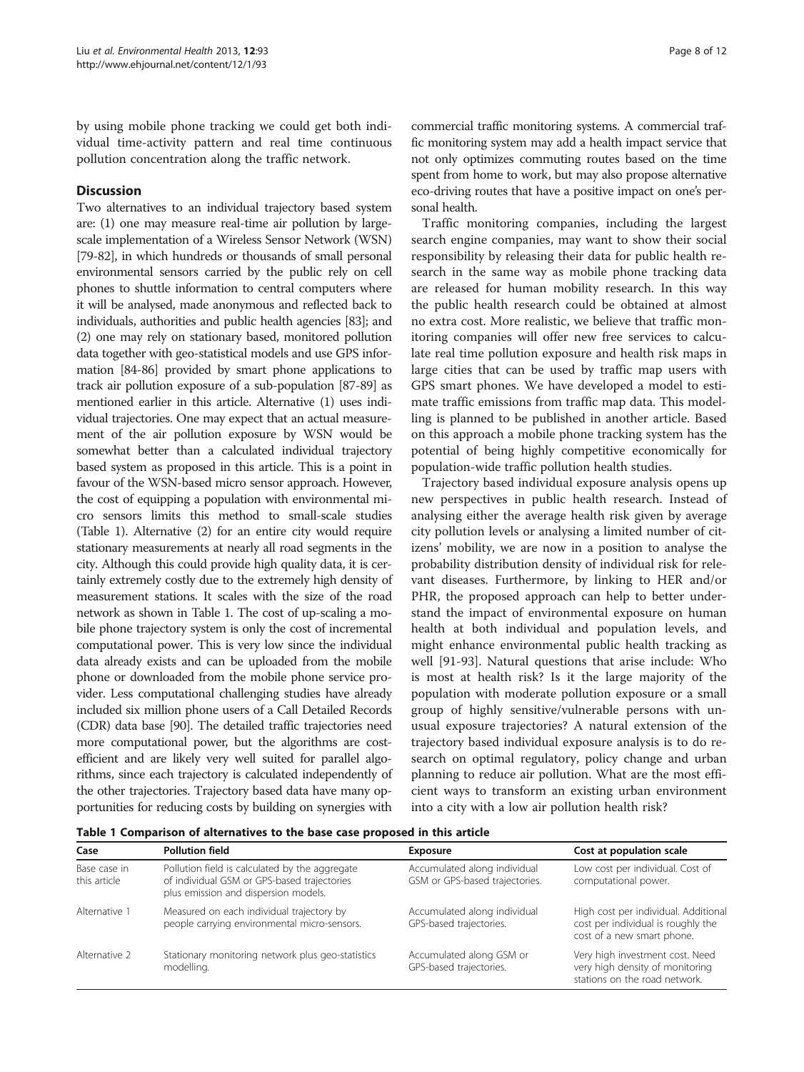by using mobile phone tracking we could get both individual time-activity pattern and real time continuous pollution concentration along the traffic network.

## Discussion

Two alternatives to an individual trajectory based system are: (1) one may measure real-time air pollution by large-scale implementation of a Wireless Sensor Network (WSN) [79-82], in which hundreds or thousands of small personal environmental sensors carried by the public rely on cell phones to shuttle information to central computers where it will be analysed, made anonymous and reflected back to individuals, authorities and public health agencies [83]; and (2) one may rely on stationary based, monitored pollution data together with geo-statistical models and use GPS information [84-86] provided by smart phone applications to track air pollution exposure of a sub-population [87-89] as mentioned earlier in this article. Alternative (1) uses individual trajectories. One may expect that an actual measurement of the air pollution exposure by WSN would be somewhat better than a calculated individual trajectory based system as proposed in this article. This is a point in favour of the WSN-based micro sensor approach. However, the cost of equipping a population with environmental micro sensors limits this method to small-scale studies (Table 1). Alternative (2) for an entire city would require stationary measurements at nearly all road segments in the city. Although this could provide high quality data, it is certainly extremely costly due to the extremely high density of measurement stations. It scales with the size of the road network as shown in Table 1. The cost of up-scaling a mobile phone trajectory system is only the cost of incremental computational power. This is very low since the individual data already exists and can be uploaded from the mobile phone or downloaded from the mobile phone service provider. Less computational challenging studies have already included six million phone users of a Call Detailed Records (CDR) data base [90]. The detailed traffic trajectories need more computational power, but the algorithms are cost-efficient and are likely very well suited for parallel algorithms, since each trajectory is calculated independently of the other trajectories. Trajectory based data have many opportunities for reducing costs by building on synergies with commercial traffic monitoring systems. A commercial traffic monitoring system may add a health impact service that not only optimizes commuting routes based on the time spent from home to work, but may also propose alternative eco-driving routes that have a positive impact on one's personal health.

Traffic monitoring companies, including the largest search engine companies, may want to show their social responsibility by releasing their data for public health research in the same way as mobile phone tracking data are released for human mobility research. In this way the public health research could be obtained at almost no extra cost. More realistic, we believe that traffic monitoring companies will offer new free services to calculate real time pollution exposure and health risk maps in large cities that can be used by traffic map users with GPS smart phones. We have developed a model to estimate traffic emissions from traffic map data. This modelling is planned to be published in another article. Based on this approach a mobile phone tracking system has the potential of being highly competitive economically for population-wide traffic pollution health studies.

Trajectory based individual exposure analysis opens up new perspectives in public health research. Instead of analysing either the average health risk given by average city pollution levels or analysing a limited number of citizens' mobility, we are now in a position to analyse the probability distribution density of individual risk for relevant diseases. Furthermore, by linking to HER and/or PHR, the proposed approach can help to better understand the impact of environmental exposure on human health at both individual and population levels, and might enhance environmental public health tracking as well [91-93]. Natural questions that arise include: Who is most at health risk? Is it the large majority of the population with moderate pollution exposure or a small group of highly sensitive/vulnerable persons with unusual exposure trajectories? A natural extension of the trajectory based individual exposure analysis is to do research on optimal regulatory, policy change and urban planning to reduce air pollution. What are the most efficient ways to transform an existing urban environment into a city with a low air pollution health risk?

**Table 1 Comparison of alternatives to the base case proposed in this article**

| Case | Pollution field | Exposure | Cost at population scale |
|---|---|---|---|
| Base case in this article | Pollution field is calculated by the aggregate of individual GSM or GPS-based trajectories plus emission and dispersion models. | Accumulated along individual GSM or GPS-based trajectories. | Low cost per individual. Cost of computational power. |
| Alternative 1 | Measured on each individual trajectory by people carrying environmental micro-sensors. | Accumulated along individual GPS-based trajectories. | High cost per individual. Additional cost per individual is roughly the cost of a new smart phone. |
| Alternative 2 | Stationary monitoring network plus geo-statistics modelling. | Accumulated along GSM or GPS-based trajectories. | Very high investment cost. Need very high density of monitoring stations on the road network. |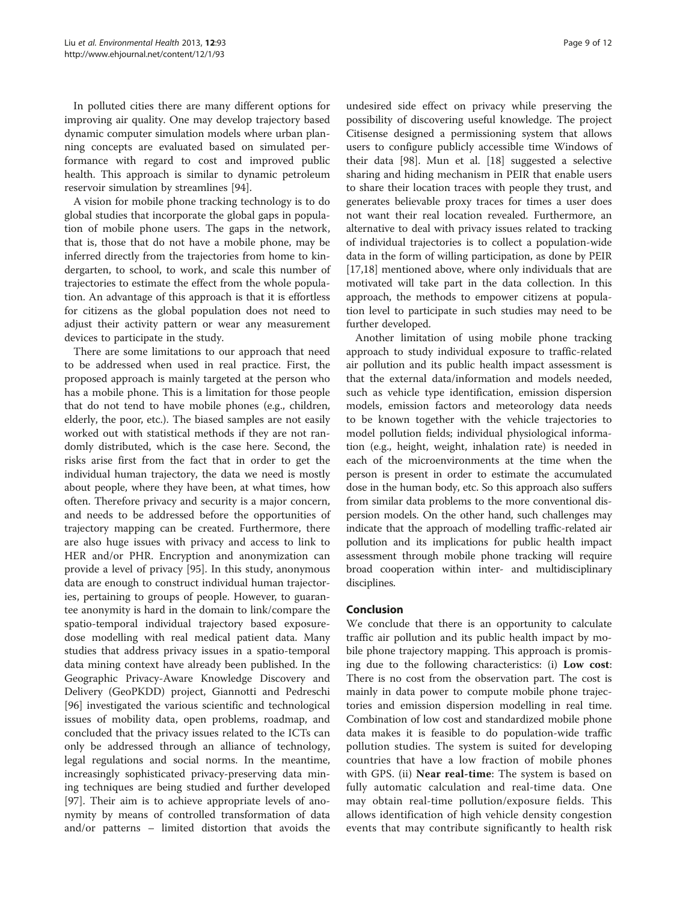In polluted cities there are many different options for improving air quality. One may develop trajectory based dynamic computer simulation models where urban planning concepts are evaluated based on simulated performance with regard to cost and improved public health. This approach is similar to dynamic petroleum reservoir simulation by streamlines [94].

A vision for mobile phone tracking technology is to do global studies that incorporate the global gaps in population of mobile phone users. The gaps in the network, that is, those that do not have a mobile phone, may be inferred directly from the trajectories from home to kindergarten, to school, to work, and scale this number of trajectories to estimate the effect from the whole population. An advantage of this approach is that it is effortless for citizens as the global population does not need to adjust their activity pattern or wear any measurement devices to participate in the study.

There are some limitations to our approach that need to be addressed when used in real practice. First, the proposed approach is mainly targeted at the person who has a mobile phone. This is a limitation for those people that do not tend to have mobile phones (e.g., children, elderly, the poor, etc.). The biased samples are not easily worked out with statistical methods if they are not randomly distributed, which is the case here. Second, the risks arise first from the fact that in order to get the individual human trajectory, the data we need is mostly about people, where they have been, at what times, how often. Therefore privacy and security is a major concern, and needs to be addressed before the opportunities of trajectory mapping can be created. Furthermore, there are also huge issues with privacy and access to link to HER and/or PHR. Encryption and anonymization can provide a level of privacy [95]. In this study, anonymous data are enough to construct individual human trajectories, pertaining to groups of people. However, to guarantee anonymity is hard in the domain to link/compare the spatio-temporal individual trajectory based exposure-dose modelling with real medical patient data. Many studies that address privacy issues in a spatio-temporal data mining context have already been published. In the Geographic Privacy-Aware Knowledge Discovery and Delivery (GeoPKDD) project, Giannotti and Pedreschi [96] investigated the various scientific and technological issues of mobility data, open problems, roadmap, and concluded that the privacy issues related to the ICTs can only be addressed through an alliance of technology, legal regulations and social norms. In the meantime, increasingly sophisticated privacy-preserving data mining techniques are being studied and further developed [97]. Their aim is to achieve appropriate levels of anonymity by means of controlled transformation of data and/or patterns – limited distortion that avoids the undesired side effect on privacy while preserving the possibility of discovering useful knowledge. The project Citisense designed a permissioning system that allows users to configure publicly accessible time Windows of their data [98]. Mun et al. [18] suggested a selective sharing and hiding mechanism in PEIR that enable users to share their location traces with people they trust, and generates believable proxy traces for times a user does not want their real location revealed. Furthermore, an alternative to deal with privacy issues related to tracking of individual trajectories is to collect a population-wide data in the form of willing participation, as done by PEIR [17,18] mentioned above, where only individuals that are motivated will take part in the data collection. In this approach, the methods to empower citizens at population level to participate in such studies may need to be further developed.

Another limitation of using mobile phone tracking approach to study individual exposure to traffic-related air pollution and its public health impact assessment is that the external data/information and models needed, such as vehicle type identification, emission dispersion models, emission factors and meteorology data needs to be known together with the vehicle trajectories to model pollution fields; individual physiological information (e.g., height, weight, inhalation rate) is needed in each of the microenvironments at the time when the person is present in order to estimate the accumulated dose in the human body, etc. So this approach also suffers from similar data problems to the more conventional dispersion models. On the other hand, such challenges may indicate that the approach of modelling traffic-related air pollution and its implications for public health impact assessment through mobile phone tracking will require broad cooperation within inter- and multidisciplinary disciplines.

## Conclusion

We conclude that there is an opportunity to calculate traffic air pollution and its public health impact by mobile phone trajectory mapping. This approach is promising due to the following characteristics: (i) **Low cost**: There is no cost from the observation part. The cost is mainly in data power to compute mobile phone trajectories and emission dispersion modelling in real time. Combination of low cost and standardized mobile phone data makes it is feasible to do population-wide traffic pollution studies. The system is suited for developing countries that have a low fraction of mobile phones with GPS. (ii) **Near real-time**: The system is based on fully automatic calculation and real-time data. One may obtain real-time pollution/exposure fields. This allows identification of high vehicle density congestion events that may contribute significantly to health risk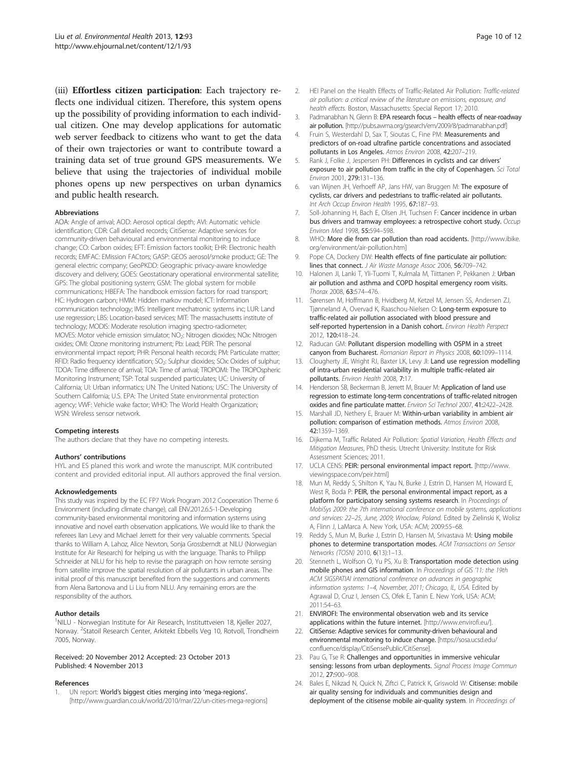(iii) **Effortless citizen participation**: Each trajectory reflects one individual citizen. Therefore, this system opens up the possibility of providing information to each individual citizen. One may develop applications for automatic web server feedback to citizens who want to get the data of their own trajectories or want to contribute toward a training data set of true ground GPS measurements. We believe that using the trajectories of individual mobile phones opens up new perspectives on urban dynamics and public health research.

#### Abbreviations

AOA: Angle of arrival; AOD: Aerosol optical depth; AVI: Automatic vehicle identification; CDR: Call detailed records; CitiSense: Adaptive services for community-driven behavioural and environmental monitoring to induce change; CO: Carbon oxides; EFT: Emission factors toolkit; EHR: Electronic health records; EMFAC: EMission FACtors; GASP: GEOS aerosol/smoke product; GE: The general electric company; GeoPKDD: Geographic privacy-aware knowledge discovery and delivery; GOES: Geostationary operational environmental satellite; GPS: The global positioning system; GSM: The global system for mobile communications; HBEFA: The handbook emission factors for road transport; HC: Hydrogen carbon; HMM: Hidden markov model; ICT: Information communication technology; IMS: Intelligent mechatronic systems inc; LUR: Land use regression; LBS: Location-based services; MIT: The massachusetts institute of technology; MODIS: Moderate resolution imaging spectro-radiometer; MOVES: Motor vehicle emission simulator; $NO_2$: Nitrogen dioxides; NOx: Nitrogen oxides; OMI: Ozone monitoring instrument; Pb: Lead; PEIR: The personal environmental impact report; PHR: Personal health records; PM: Particulate matter; RFID: Radio frequency identification; $SO_2$: Sulphur dioxides; SOx: Oxides of sulphur; TDOA: Time difference of arrival; TOA: Time of arrival; TROPOMI: The TROPOspheric Monitoring Instrument; TSP: Total suspended particulates; UC: University of California; UI: Urban informatics; UN: The United Nations; USC: The University of Southern California; U.S. EPA: The United State environmental protection agency; VWF: Vehicle wake factor; WHO: The World Health Organization; WSN: Wireless sensor network.

#### Competing interests

The authors declare that they have no competing interests.

#### Authors' contributions

HYL and ES planed this work and wrote the manuscript. MJK contributed content and provided editorial input. All authors approved the final version.

#### Acknowledgements

This study was inspired by the EC FP7 Work Program 2012 Cooperation Theme 6 Environment (including climate change), call ENV.2012.6.5-1-Developing community-based environmental monitoring and information systems using innovative and novel earth observation applications. We would like to thank the referees Ilan Levy and Michael Jerrett for their very valuable comments. Special thanks to William A. Lahoz, Alice Newton, Sonja Grossberndt at NILU (Norwegian Institute for Air Research) for helping us with the language. Thanks to Philipp Schneider at NILU for his help to revise the paragraph on how remote sensing from satellite improve the spatial resolution of air pollutants in urban areas. The initial proof of this manuscript benefited from the suggestions and comments from Alena Bartonova and Li Liu from NILU. Any remaining errors are the responsibility of the authors.

#### Author details

[1]NILU - Norwegian Institute for Air Research, Instituttveien 18, Kjeller 2027, Norway. [2]Statoil Research Center, Arkitekt Ebbells Veg 10, Rotvoll, Trondheim 7005, Norway.

Received: 20 November 2012 Accepted: 23 October 2013
Published: 4 November 2013

#### References

1. UN report: **World's biggest cities merging into 'mega-regions'.** [http://www.guardian.co.uk/world/2010/mar/22/un-cities-mega-regions]
2. HEI Panel on the Health Effects of Traffic-Related Air Pollution: *Traffic-related air pollution: a critical review of the literature on emissions, exposure, and health effects.* Boston, Massachusetts: Special Report 17; 2010.
3. Padmanabhan N, Glenn B: **EPA research focus – health effects of near-roadway air pollution.** [http://pubs.awma.org/gsearch/em/2009/8/padmanabhan.pdf]
4. Fruin S, Westerdahl D, Sax T, Sioutas C, Fine PM: **Measurements and predictors of on-road ultrafine particle concentrations and associated pollutants in Los Angeles.** *Atmos Environ* 2008, **42:**207–219.
5. Rank J, Folke J, Jespersen PH: **Differences in cyclists and car drivers' exposure to air pollution from traffic in the city of Copenhagen.** *Sci Total Environ* 2001, **279:**131–136.
6. van Wijnen JH, Verhoeff AP, Jans HW, van Bruggen M: **The exposure of cyclists, car drivers and pedestrians to traffic-related air pollutants.** *Int Arch Occup Environ Health* 1995, **67:**187–93.
7. Soll-Johanning H, Bach E, Olsen JH, Tuchsen F: **Cancer incidence in urban bus drivers and tramway employees: a retrospective cohort study.** *Occup Environ Med* 1998, **55:**594–598.
8. WHO: **More die from car pollution than road accidents.** [http://www.ibike.org/environment/air-pollution.htm]
9. Pope CA, Dockery DW: **Health effects of fine particulate air pollution: lines that connect.** *J Air Waste Manage Assoc* 2006, **56:**709–742.
10. Halonen JI, Lanki T, Yli-Tuomi T, Kulmala M, Tiittanen P, Pekkanen J: **Urban air pollution and asthma and COPD hospital emergency room visits.** *Thorax* 2008, **63:**574–476.
11. Sørensen M, Hoffmann B, Hvidberg M, Ketzel M, Jensen SS, Andersen ZJ, Tjønneland A, Overvad K, Raaschou-Nielsen O: **Long-term exposure to traffic-related air pollution associated with blood pressure and self-reported hypertension in a Danish cohort.** *Environ Health Perspect* 2012, **120:**418–24.
12. Raducan GM: **Pollutant dispersion modelling with OSPM in a street canyon from Bucharest.** *Romanian Report in Physics* 2008, **60:**1099–1114.
13. Clougherty JE, Wright RJ, Baxter LK, Levy JI: **Land use regression modelling of intra-urban residential variability in multiple traffic-related air pollutants.** *Environ Health* 2008, **7:**17.
14. Henderson SB, Beckerman B, Jerrett M, Brauer M: **Application of land use regression to estimate long-term concentrations of traffic-related nitrogen oxides and fine particulate matter.** *Environ Sci Technol* 2007, **41:**2422–2428.
15. Marshall JD, Nethery E, Brauer M: **Within-urban variability in ambient air pollution: comparison of estimation methods.** *Atmos Environ* 2008, **42:**1359–1369.
16. Dijkema M, Traffic Related Air Pollution: *Spatial Variation, Health Effects and Mitigation Measures*, PhD thesis. Utrecht University: Institute for Risk Assessment Sciences; 2011.
17. UCLA CENS: **PEIR: personal environmental impact report.** [http://www.viewingspace.com/peir.html]
18. Mun M, Reddy S, Shilton K, Yau N, Burke J, Estrin D, Hansen M, Howard E, West R, Boda P: **PEIR, the personal environmental impact report, as a platform for participatory sensing systems research.** In *Proceedings of MobiSys 2009: the 7th international conference on mobile systems, applications and services: 22–25, June, 2009; Wroclaw, Poland.* Edited by Zielinski K, Wolisz A, Flinn J, LaMarca A. New York, USA: ACM; 2009:55–68.
19. Reddy S, Mun M, Burke J, Estrin D, Hansen M, Srivastava M: **Using mobile phones to determine transportation modes.** *ACM Transactions on Sensor Networks (TOSN)* 2010, **6**(13):1–13.
20. Stenneth L, Wolfson O, Yu PS, Xu B: **Transportation mode detection using mobile phones and GIS information.** In *Proceedings of GIS '11: the 19th ACM SIGSPATIAl international conference on advances in geographic information systems: 1–4, November, 2011; Chicago, IL, USA.* Edited by Agrawal D, Cruz I, Jensen CS, Ofek E, Tanin E. New York, USA: ACM; 2011:54–63.
21. **ENVIROFI: The environmental observation web and its service applications within the future internet.** [http://www.envirofi.eu/].
22. **CitiSense: Adaptive services for community-driven behavioural and environmental monitoring to induce change.** [https://sosa.ucsd.edu/confluence/display/CitiSensePublic/CitiSense].
23. Pau G, Tse R: **Challenges and opportunities in immersive vehicular sensing: lessons from urban deployments.** *Signal Process Image Commun* 2012, **27:**900–908.
24. Bales E, Nikzad N, Quick N, Ziftci C, Patrick K, Griswold W: **Citisense: mobile air quality sensing for individuals and communities design and deployment of the citisense mobile air-quality system.** In *Proceedings of*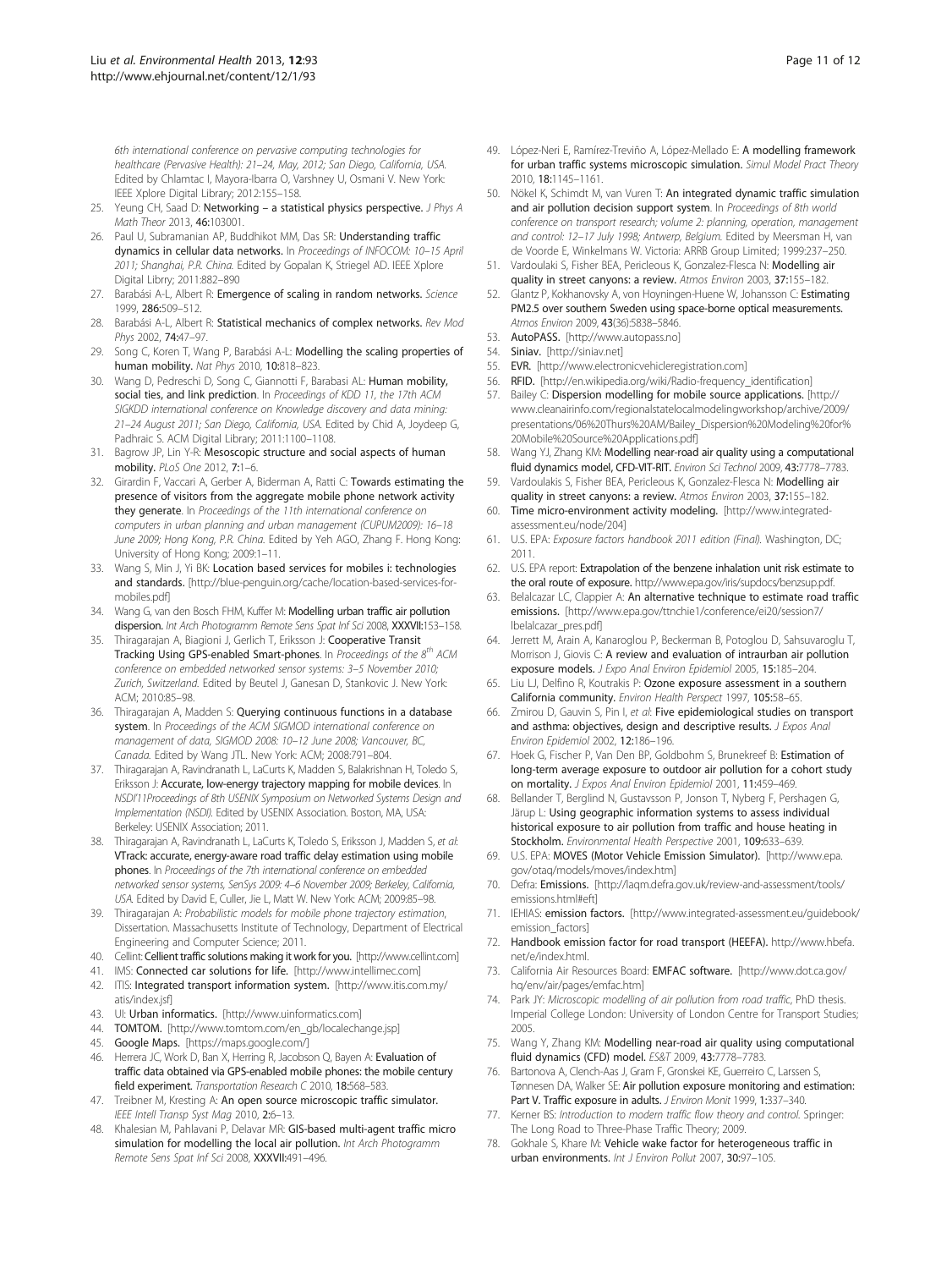6th international conference on pervasive computing technologies for healthcare (Pervasive Health): 21–24, May, 2012; San Diego, California, USA. Edited by Chlamtac I, Mayora-Ibarra O, Varshney U, Osmani V. New York: IEEE Xplore Digital Library; 2012:155–158.

25. Yeung CH, Saad D: **Networking – a statistical physics perspective.** *J Phys A Math Theor* 2013, **46:**103001.
26. Paul U, Subramanian AP, Buddhikot MM, Das SR: **Understanding traffic dynamics in cellular data networks.** In *Proceedings of INFOCOM: 10–15 April 2011; Shanghai, P.R. China.* Edited by Gopalan K, Striegel AD. IEEE Xplore Digital Librry; 2011:882–890
27. Barabási A-L, Albert R: **Emergence of scaling in random networks.** *Science* 1999, **286:**509–512.
28. Barabási A-L, Albert R: **Statistical mechanics of complex networks.** *Rev Mod Phys* 2002, **74:**47–97.
29. Song C, Koren T, Wang P, Barabási A-L: **Modelling the scaling properties of human mobility.** *Nat Phys* 2010, **10:**818–823.
30. Wang D, Pedreschi D, Song C, Giannotti F, Barabasi AL: **Human mobility, social ties, and link prediction.** In *Proceedings of KDD 11, the 17th ACM SIGKDD international conference on Knowledge discovery and data mining: 21–24 August 2011; San Diego, California, USA.* Edited by Chid A, Joydeep G, Padhraic S. ACM Digital Library; 2011:1100–1108.
31. Bagrow JP, Lin Y-R: **Mesoscopic structure and social aspects of human mobility.** *PLoS One* 2012, **7:**1–6.
32. Girardin F, Vaccari A, Gerber A, Biderman A, Ratti C: **Towards estimating the presence of visitors from the aggregate mobile phone network activity they generate.** In *Proceedings of the 11th international conference on computers in urban planning and urban management (CUPUM2009): 16–18 June 2009; Hong Kong, P.R. China.* Edited by Yeh AGO, Zhang F. Hong Kong: University of Hong Kong; 2009:1–11.
33. Wang S, Min J, Yi BK: **Location based services for mobiles i: technologies and standards.** [http://blue-penguin.org/cache/location-based-services-for-mobiles.pdf]
34. Wang G, van den Bosch FHM, Kuffer M: **Modelling urban traffic air pollution dispersion.** *Int Arch Photogramm Remote Sens Spat Inf Sci* 2008, **XXXVII:**153–158.
35. Thiragarajan A, Biagioni J, Gerlich T, Eriksson J: **Cooperative Transit Tracking Using GPS-enabled Smart-phones.** In *Proceedings of the 8th ACM conference on embedded networked sensor systems: 3–5 November 2010; Zurich, Switzerland.* Edited by Beutel J, Ganesan D, Stankovic J. New York: ACM; 2010:85–98.
36. Thiragarajan A, Madden S: **Querying continuous functions in a database system.** In *Proceedings of the ACM SIGMOD international conference on management of data, SIGMOD 2008: 10–12 June 2008; Vancouver, BC, Canada.* Edited by Wang JTL. New York: ACM; 2008:791–804.
37. Thiragarajan A, Ravindranath L, LaCurts K, Madden S, Balakrishnan H, Toledo S, Eriksson J: **Accurate, low-energy trajectory mapping for mobile devices.** In *NSDI'11Proceedings of 8th USENIX Symposium on Networked Systems Design and Implementation (NSDI).* Edited by USENIX Association. Boston, MA, USA: Berkeley: USENIX Association; 2011.
38. Thiragarajan A, Ravindranath L, LaCurts K, Toledo S, Eriksson J, Madden S, *et al*: **VTrack: accurate, energy-aware road traffic delay estimation using mobile phones.** In *Proceedings of the 7th international conference on embedded networked sensor systems, SenSys 2009: 4–6 November 2009; Berkeley, California, USA.* Edited by David E, Culler, Jie L, Matt W. New York: ACM; 2009:85–98.
39. Thiragarajan A: *Probabilistic models for mobile phone trajectory estimation*, Dissertation. Massachusetts Institute of Technology, Department of Electrical Engineering and Computer Science; 2011.
40. Cellint: **Cellient traffic solutions making it work for you.** [http://www.cellint.com]
41. IMS: **Connected car solutions for life.** [http://www.intellimec.com]
42. ITIS: **Integrated transport information system.** [http://www.itis.com.my/atis/index.jsf]
43. UI: **Urban informatics.** [http://www.uinformatics.com]
44. **TOMTOM.** [http://www.tomtom.com/en_gb/localechange.jsp]
45. **Google Maps.** [https://maps.google.com/]
46. Herrera JC, Work D, Ban X, Herring R, Jacobson Q, Bayen A: **Evaluation of traffic data obtained via GPS-enabled mobile phones: the mobile century field experiment.** *Transportation Research C* 2010, **18:**568–583.
47. Treibner M, Kresting A: **An open source microscopic traffic simulator.** *IEEE Intell Transp Syst Mag* 2010, **2:**6–13.
48. Khalesian M, Pahlavani P, Delavar MR: **GIS-based multi-agent traffic micro simulation for modelling the local air pollution.** *Int Arch Photogramm Remote Sens Spat Inf Sci* 2008, **XXXVII:**491–496.
49. López-Neri E, Ramírez-Treviño A, López-Mellado E: **A modelling framework for urban traffic systems microscopic simulation.** *Simul Model Pract Theory* 2010, **18:**1145–1161.
50. Nökel K, Schimdt M, van Vuren T: **An integrated dynamic traffic simulation and air pollution decision support system.** In *Proceedings of 8th world conference on transport research; volume 2: planning, operation, management and control: 12–17 July 1998; Antwerp, Belgium.* Edited by Meersman H, van de Voorde E, Winkelmans W. Victoria: ARRB Group Limited; 1999:237–250.
51. Vardoulaki S, Fisher BEA, Pericleous K, Gonzalez-Flesca N: **Modelling air quality in street canyons: a review.** *Atmos Environ* 2003, **37:**155–182.
52. Glantz P, Kokhanovsky A, von Hoyningen-Huene W, Johansson C: **Estimating PM2.5 over southern Sweden using space-borne optical measurements.** *Atmos Environ* 2009, **43**(36):5838–5846.
53. **AutoPASS.** [http://www.autopass.no]
54. **Siniav.** [http://siniav.net]
55. **EVR.** [http://www.electronicvehicleregistration.com]
56. **RFID.** [http://en.wikipedia.org/wiki/Radio-frequency_identification]
57. Bailey C: **Dispersion modelling for mobile source applications.** [http://www.cleanairinfo.com/regionalstatelocalmodelingworkshop/archive/2009/presentations/06%20Thurs%20AM/Bailey_Dispersion%20Modeling%20for%20Mobile%20Source%20Applications.pdf]
58. Wang YJ, Zhang KM: **Modelling near-road air quality using a computational fluid dynamics model, CFD-VIT-RIT.** *Environ Sci Technol* 2009, **43:**7778–7783.
59. Vardoulakis S, Fisher BEA, Pericleous K, Gonzalez-Flesca N: **Modelling air quality in street canyons: a review.** *Atmos Environ* 2003, **37:**155–182.
60. **Time micro-environment activity modeling.** [http://www.integrated-assessment.eu/node/204]
61. U.S. EPA: *Exposure factors handbook 2011 edition (Final).* Washington, DC; 2011.
62. U.S. EPA report: **Extrapolation of the benzene inhalation unit risk estimate to the oral route of exposure.** http://www.epa.gov/iris/supdocs/benzsup.pdf.
63. Belalcazar LC, Clappier A: **An alternative technique to estimate road traffic emissions.** [http://www.epa.gov/ttnchie1/conference/ei20/session7/lbelalcazar_pres.pdf]
64. Jerrett M, Arain A, Kanaroglou P, Beckerman B, Potoglou D, Sahsuvaroglu T, Morrison J, Giovis C: **A review and evaluation of intraurban air pollution exposure models.** *J Expo Anal Environ Epidemiol* 2005, **15:**185–204.
65. Liu LJ, Delfino R, Koutrakis P: **Ozone exposure assessment in a southern California community.** *Environ Health Perspect* 1997, **105:**58–65.
66. Zmirou D, Gauvin S, Pin I, *et al*: **Five epidemiological studies on transport and asthma: objectives, design and descriptive results.** *J Expos Anal Environ Epidemiol* 2002, **12:**186–196.
67. Hoek G, Fischer P, Van Den BP, Goldbohm S, Brunekreef B: **Estimation of long-term average exposure to outdoor air pollution for a cohort study on mortality.** *J Expos Anal Environ Epidemiol* 2001, **11:**459–469.
68. Bellander T, Berglind N, Gustavsson P, Jonson T, Nyberg F, Pershagen G, Järup L: **Using geographic information systems to assess individual historical exposure to air pollution from traffic and house heating in Stockholm.** *Environmental Health Perspective* 2001, **109:**633–639.
69. U.S. EPA: **MOVES (Motor Vehicle Emission Simulator).** [http://www.epa.gov/otaq/models/moves/index.htm]
70. Defra: **Emissions.** [http://laqm.defra.gov.uk/review-and-assessment/tools/emissions.html#eft]
71. IEHIAS: **emission factors.** [http://www.integrated-assessment.eu/guidebook/emission_factors]
72. **Handbook emission factor for road transport (HEEFA).** http://www.hbefa.net/e/index.html.
73. California Air Resources Board: **EMFAC software.** [http://www.dot.ca.gov/hq/env/air/pages/emfac.htm]
74. Park JY: *Microscopic modelling of air pollution from road traffic*, PhD thesis. Imperial College London: University of London Centre for Transport Studies; 2005.
75. Wang Y, Zhang KM: **Modelling near-road air quality using computational fluid dynamics (CFD) model.** *ES&T* 2009, **43:**7778–7783.
76. Bartonova A, Clench-Aas J, Gram F, Gronskei KE, Guerreiro C, Larssen S, Tønnesen DA, Walker SE: **Air pollution exposure monitoring and estimation: Part V. Traffic exposure in adults.** *J Environ Monit* 1999, **1:**337–340.
77. Kerner BS: *Introduction to modern traffic flow theory and control.* Springer: The Long Road to Three-Phase Traffic Theory; 2009.
78. Gokhale S, Khare M: **Vehicle wake factor for heterogeneous traffic in urban environments.** *Int J Environ Pollut* 2007, **30:**97–105.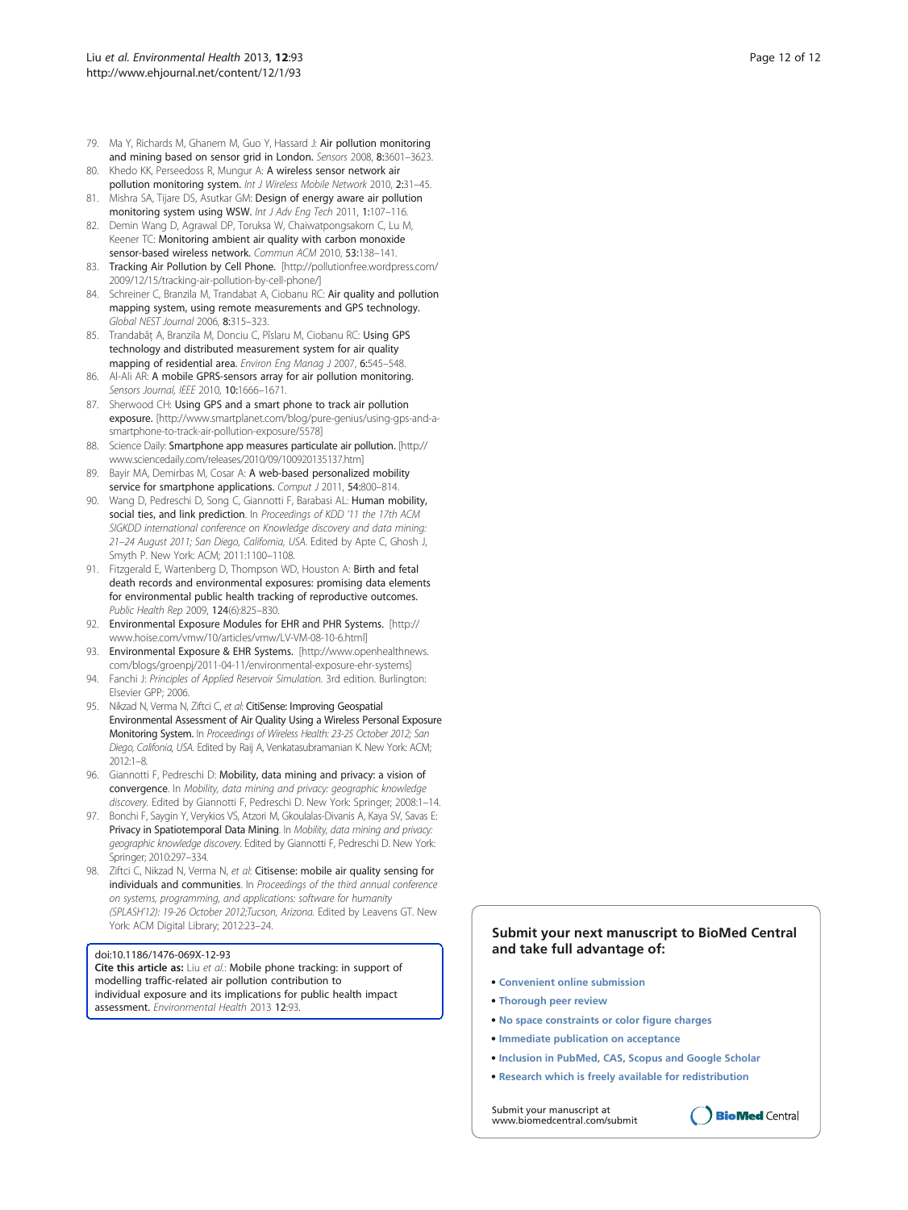79. Ma Y, Richards M, Ghanem M, Guo Y, Hassard J: **Air pollution monitoring and mining based on sensor grid in London.** *Sensors* 2008, **8:**3601–3623.
80. Khedo KK, Perseedoss R, Mungur A: **A wireless sensor network air pollution monitoring system.** *Int J Wireless Mobile Network* 2010, **2:**31–45.
81. Mishra SA, Tijare DS, Asutkar GM: **Design of energy aware air pollution monitoring system using WSW.** *Int J Adv Eng Tech* 2011, **1:**107–116.
82. Demin Wang D, Agrawal DP, Toruksa W, Chaiwatpongsakorn C, Lu M, Keener TC: **Monitoring ambient air quality with carbon monoxide sensor-based wireless network.** *Commun ACM* 2010, **53:**138–141.
83. **Tracking Air Pollution by Cell Phone.** [http://pollutionfree.wordpress.com/2009/12/15/tracking-air-pollution-by-cell-phone/]
84. Schreiner C, Branzila M, Trandabat A, Ciobanu RC: **Air quality and pollution mapping system, using remote measurements and GPS technology.** *Global NEST Journal* 2006, **8:**315–323.
85. Trandabăţ A, Branzila M, Donciu C, Pîslaru M, Ciobanu RC: **Using GPS technology and distributed measurement system for air quality mapping of residential area.** *Environ Eng Manag J* 2007, **6:**545–548.
86. Al-Ali AR: **A mobile GPRS-sensors array for air pollution monitoring.** *Sensors Journal, IEEE* 2010, **10:**1666–1671.
87. Sherwood CH: **Using GPS and a smart phone to track air pollution exposure.** [http://www.smartplanet.com/blog/pure-genius/using-gps-and-a-smartphone-to-track-air-pollution-exposure/5578]
88. Science Daily: **Smartphone app measures particulate air pollution.** [http://www.sciencedaily.com/releases/2010/09/100920135137.htm]
89. Bayir MA, Demirbas M, Cosar A: **A web-based personalized mobility service for smartphone applications.** *Comput J* 2011, **54:**800–814.
90. Wang D, Pedreschi D, Song C, Giannotti F, Barabasi AL: **Human mobility, social ties, and link prediction**. In *Proceedings of KDD '11 the 17th ACM SIGKDD international conference on Knowledge discovery and data mining: 21–24 August 2011; San Diego, California, USA*. Edited by Apte C, Ghosh J, Smyth P. New York: ACM; 2011:1100–1108.
91. Fitzgerald E, Wartenberg D, Thompson WD, Houston A: **Birth and fetal death records and environmental exposures: promising data elements for environmental public health tracking of reproductive outcomes.** *Public Health Rep* 2009, **124**(6):825–830.
92. **Environmental Exposure Modules for EHR and PHR Systems.** [http://www.hoise.com/vmw/10/articles/vmw/LV-VM-08-10-6.html]
93. **Environmental Exposure & EHR Systems.** [http://www.openhealthnews.com/blogs/groenpj/2011-04-11/environmental-exposure-ehr-systems]
94. Fanchi J: *Principles of Applied Reservoir Simulation.* 3rd edition. Burlington: Elsevier GPP; 2006.
95. Nikzad N, Verma N, Ziftci C, *et al*: **CitiSense: Improving Geospatial Environmental Assessment of Air Quality Using a Wireless Personal Exposure Monitoring System.** In *Proceedings of Wireless Health: 23-25 October 2012; San Diego, Califonia, USA.* Edited by Raij A, Venkatasubramanian K. New York: ACM; 2012:1–8.
96. Giannotti F, Pedreschi D: **Mobility, data mining and privacy: a vision of convergence**. In *Mobility, data mining and privacy: geographic knowledge discovery*. Edited by Giannotti F, Pedreschi D. New York: Springer; 2008:1–14.
97. Bonchi F, Saygin Y, Verykios VS, Atzori M, Gkoulalas-Divanis A, Kaya SV, Savas E: **Privacy in Spatiotemporal Data Mining**. In *Mobility, data mining and privacy: geographic knowledge discovery*. Edited by Giannotti F, Pedreschi D. New York: Springer; 2010:297–334.
98. Ziftci C, Nikzad N, Verma N, *et al*: **Citisense: mobile air quality sensing for individuals and communities**. In *Proceedings of the third annual conference on systems, programming, and applications: software for humanity (SPLASH'12): 19-26 October 2012;Tucson, Arizona.* Edited by Leavens GT. New York: ACM Digital Library; 2012:23–24.

doi:10.1186/1476-069X-12-93

**Cite this article as:** Liu *et al.*: Mobile phone tracking: in support of modelling traffic-related air pollution contribution to individual exposure and its implications for public health impact assessment. *Environmental Health* 2013 **12**:93.

**Submit your next manuscript to BioMed Central and take full advantage of:**

- **Convenient online submission**
- **Thorough peer review**
- **No space constraints or color figure charges**
- **Immediate publication on acceptance**
- **Inclusion in PubMed, CAS, Scopus and Google Scholar**
- **Research which is freely available for redistribution**

Submit your manuscript at www.biomedcentral.com/submit

BioMed Central